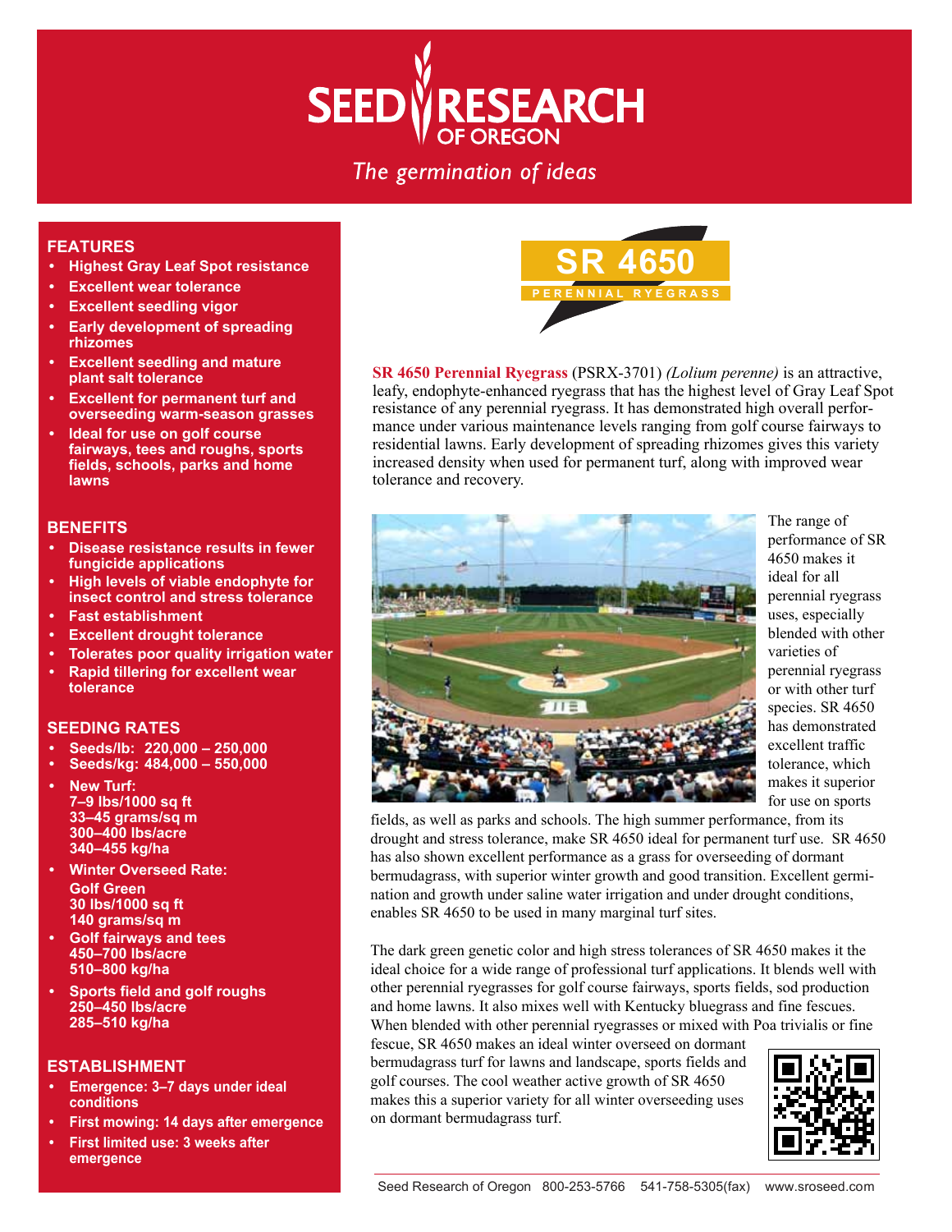# SEED RESEARCH OF OREGON

*The germination of ideas*

## SR 4650

PERENNIAL RYEGRASS

### FEATURES

- Highest Gray Leaf Spot resistance
- Excellent wear tolerance
- Excellent seedling vigor
- Early development of spreading rhizomes
- Excellent seedling and mature plant salt tolerance
- Excellent for permanent turf and overseeding warm-season grasses
- Ideal for use on golf course fairways, tees and roughs, sports fields, schools, parks and home lawns

### BENEFITS

- Disease resistance results in fewer fungicide applications
- High levels of viable endophyte for insect control and stress tolerance
- Fast establishment
- Excellent drought tolerance
- Tolerates poor quality irrigation water
- Rapid tillering for excellent wear tolerance

### SEEDING RATES

- Seeds/lb: 220,000 – 250,000
- Seeds/kg: 484,000 – 550,000
- New Turf:
  7–9 lbs/1000 sq ft
  33–45 grams/sq m
  300–400 lbs/acre
  340–455 kg/ha
- Winter Overseed Rate:
  Golf Green
  30 lbs/1000 sq ft
  140 grams/sq m
- Golf fairways and tees
  450–700 lbs/acre
  510–800 kg/ha
- Sports field and golf roughs
  250–450 lbs/acre
  285–510 kg/ha

### ESTABLISHMENT

- Emergence: 3–7 days under ideal conditions
- First mowing: 14 days after emergence
- First limited use: 3 weeks after emergence

**SR 4650 Perennial Ryegrass** (PSRX-3701) *(Lolium perenne)* is an attractive, leafy, endophyte-enhanced ryegrass that has the highest level of Gray Leaf Spot resistance of any perennial ryegrass. It has demonstrated high overall performance under various maintenance levels ranging from golf course fairways to residential lawns. Early development of spreading rhizomes gives this variety increased density when used for permanent turf, along with improved wear tolerance and recovery.

The range of performance of SR 4650 makes it ideal for all perennial ryegrass uses, especially blended with other varieties of perennial ryegrass or with other turf species. SR 4650 has demonstrated excellent traffic tolerance, which makes it superior for use on sports fields, as well as parks and schools. The high summer performance, from its drought and stress tolerance, make SR 4650 ideal for permanent turf use. SR 4650 has also shown excellent performance as a grass for overseeding of dormant bermudagrass, with superior winter growth and good transition. Excellent germination and growth under saline water irrigation and under drought conditions, enables SR 4650 to be used in many marginal turf sites.

The dark green genetic color and high stress tolerances of SR 4650 makes it the ideal choice for a wide range of professional turf applications. It blends well with other perennial ryegrasses for golf course fairways, sports fields, sod production and home lawns. It also mixes well with Kentucky bluegrass and fine fescues. When blended with other perennial ryegrasses or mixed with Poa trivialis or fine fescue, SR 4650 makes an ideal winter overseed on dormant bermudagrass turf for lawns and landscape, sports fields and golf courses. The cool weather active growth of SR 4650 makes this a superior variety for all winter overseeding uses on dormant bermudagrass turf.

Seed Research of Oregon 800-253-5766 541-758-5305(fax) www.sroseed.com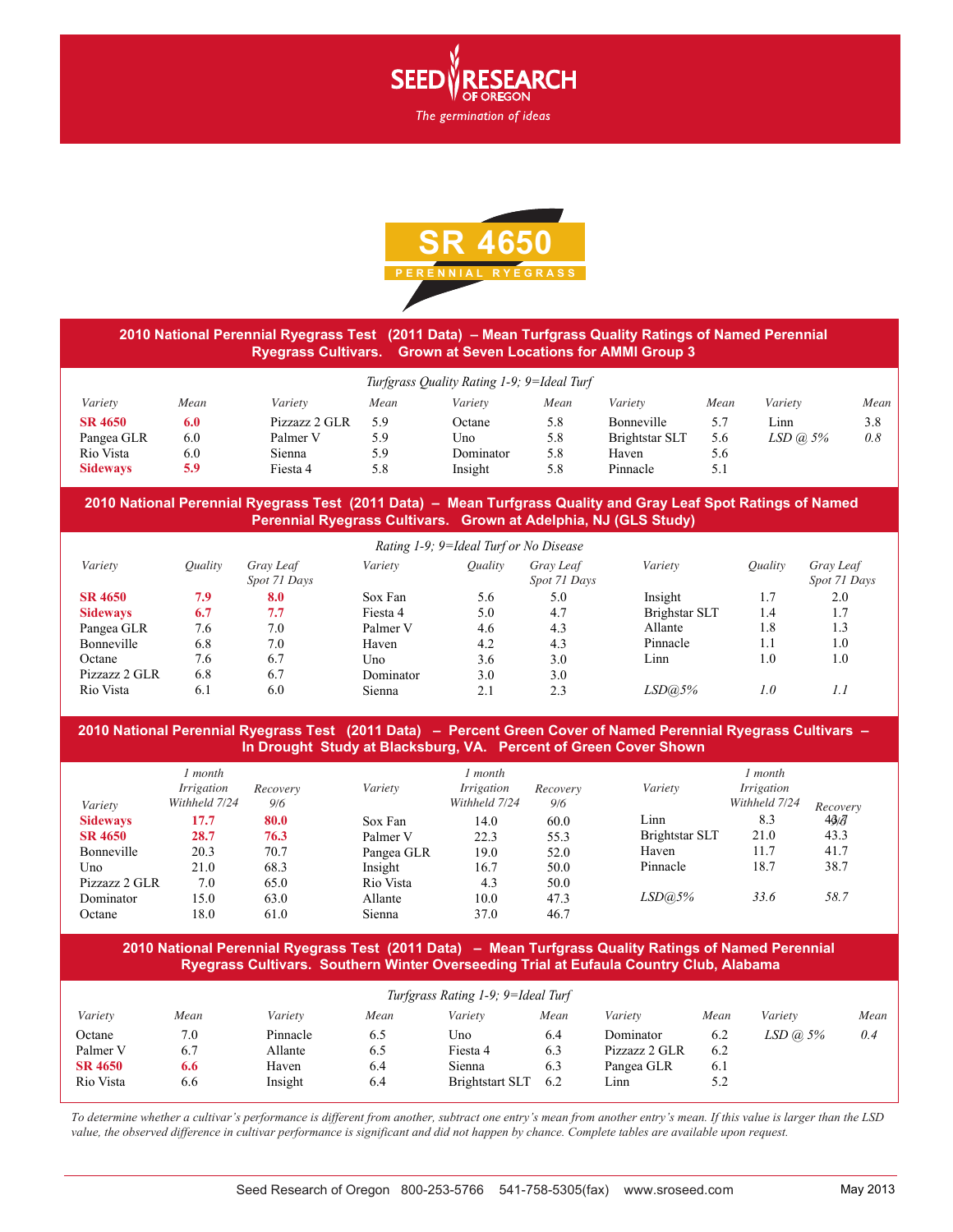SEED RESEARCH OF OREGON

*The germination of ideas*

# SR 4650

PERENNIAL RYEGRASS

## 2010 National Perennial Ryegrass Test (2011 Data) – Mean Turfgrass Quality Ratings of Named Perennial Ryegrass Cultivars. Grown at Seven Locations for AMMI Group 3

*Turfgrass Quality Rating 1-9; 9=Ideal Turf*

| *Variety* | *Mean* | *Variety* | *Mean* | *Variety* | *Mean* | *Variety* | *Mean* | *Variety* | *Mean* |
|---|---|---|---|---|---|---|---|---|---|
| **SR 4650** | **6.0** | Pizzazz 2 GLR | 5.9 | Octane | 5.8 | Bonneville | 5.7 | Linn | 3.8 |
| Pangea GLR | 6.0 | Palmer V | 5.9 | Uno | 5.8 | Brightstar SLT | 5.6 | *LSD @ 5%* | *0.8* |
| Rio Vista | 6.0 | Sienna | 5.9 | Dominator | 5.8 | Haven | 5.6 | | |
| **Sideways** | **5.9** | Fiesta 4 | 5.8 | Insight | 5.8 | Pinnacle | 5.1 | | |

## 2010 National Perennial Ryegrass Test (2011 Data) – Mean Turfgrass Quality and Gray Leaf Spot Ratings of Named Perennial Ryegrass Cultivars. Grown at Adelphia, NJ (GLS Study)

*Rating 1-9; 9=Ideal Turf or No Disease*

| *Variety* | *Quality* | *Gray Leaf Spot 71 Days* | *Variety* | *Quality* | *Gray Leaf Spot 71 Days* | *Variety* | *Quality* | *Gray Leaf Spot 71 Days* |
|---|---|---|---|---|---|---|---|---|
| **SR 4650** | **7.9** | **8.0** | Sox Fan | 5.6 | 5.0 | Insight | 1.7 | 2.0 |
| **Sideways** | **6.7** | **7.7** | Fiesta 4 | 5.0 | 4.7 | Brighstar SLT | 1.4 | 1.7 |
| Pangea GLR | 7.6 | 7.0 | Palmer V | 4.6 | 4.3 | Allante | 1.8 | 1.3 |
| Bonneville | 6.8 | 7.0 | Haven | 4.2 | 4.3 | Pinnacle | 1.1 | 1.0 |
| Octane | 7.6 | 6.7 | Uno | 3.6 | 3.0 | Linn | 1.0 | 1.0 |
| Pizzazz 2 GLR | 6.8 | 6.7 | Dominator | 3.0 | 3.0 | | | |
| Rio Vista | 6.1 | 6.0 | Sienna | 2.1 | 2.3 | *LSD@5%* | *1.0* | *1.1* |

## 2010 National Perennial Ryegrass Test (2011 Data) – Percent Green Cover of Named Perennial Ryegrass Cultivars – In Drought Study at Blacksburg, VA. Percent of Green Cover Shown

| *Variety* | *1 month Irrigation Withheld 7/24* | *Recovery 9/6* | *Variety* | *1 month Irrigation Withheld 7/24* | *Recovery 9/6* | *Variety* | *1 month Irrigation Withheld 7/24* | *Recovery 9/6* |
|---|---|---|---|---|---|---|---|---|
| **Sideways** | **17.7** | **80.0** | Sox Fan | 14.0 | 60.0 | Linn | 8.3 | 43.7 |
| **SR 4650** | **28.7** | **76.3** | Palmer V | 22.3 | 55.3 | Brightstar SLT | 21.0 | 43.3 |
| Bonneville | 20.3 | 70.7 | Pangea GLR | 19.0 | 52.0 | Haven | 11.7 | 41.7 |
| Uno | 21.0 | 68.3 | Insight | 16.7 | 50.0 | Pinnacle | 18.7 | 38.7 |
| Pizzazz 2 GLR | 7.0 | 65.0 | Rio Vista | 4.3 | 50.0 | | | |
| Dominator | 15.0 | 63.0 | Allante | 10.0 | 47.3 | *LSD@5%* | *33.6* | *58.7* |
| Octane | 18.0 | 61.0 | Sienna | 37.0 | 46.7 | | | |

## 2010 National Perennial Ryegrass Test (2011 Data) – Mean Turfgrass Quality Ratings of Named Perennial Ryegrass Cultivars. Southern Winter Overseeding Trial at Eufaula Country Club, Alabama

*Turfgrass Rating 1-9; 9=Ideal Turf*

| *Variety* | *Mean* | *Variety* | *Mean* | *Variety* | *Mean* | *Variety* | *Mean* | *Variety* | *Mean* |
|---|---|---|---|---|---|---|---|---|---|
| Octane | 7.0 | Pinnacle | 6.5 | Uno | 6.4 | Dominator | 6.2 | *LSD @ 5%* | *0.4* |
| Palmer V | 6.7 | Allante | 6.5 | Fiesta 4 | 6.3 | Pizzazz 2 GLR | 6.2 | | |
| **SR 4650** | **6.6** | Haven | 6.4 | Sienna | 6.3 | Pangea GLR | 6.1 | | |
| Rio Vista | 6.6 | Insight | 6.4 | Brightstart SLT | 6.2 | Linn | 5.2 | | |

*To determine whether a cultivar's performance is different from another, subtract one entry's mean from another entry's mean. If this value is larger than the LSD value, the observed difference in cultivar performance is significant and did not happen by chance. Complete tables are available upon request.*

Seed Research of Oregon 800-253-5766 541-758-5305(fax) www.sroseed.com May 2013